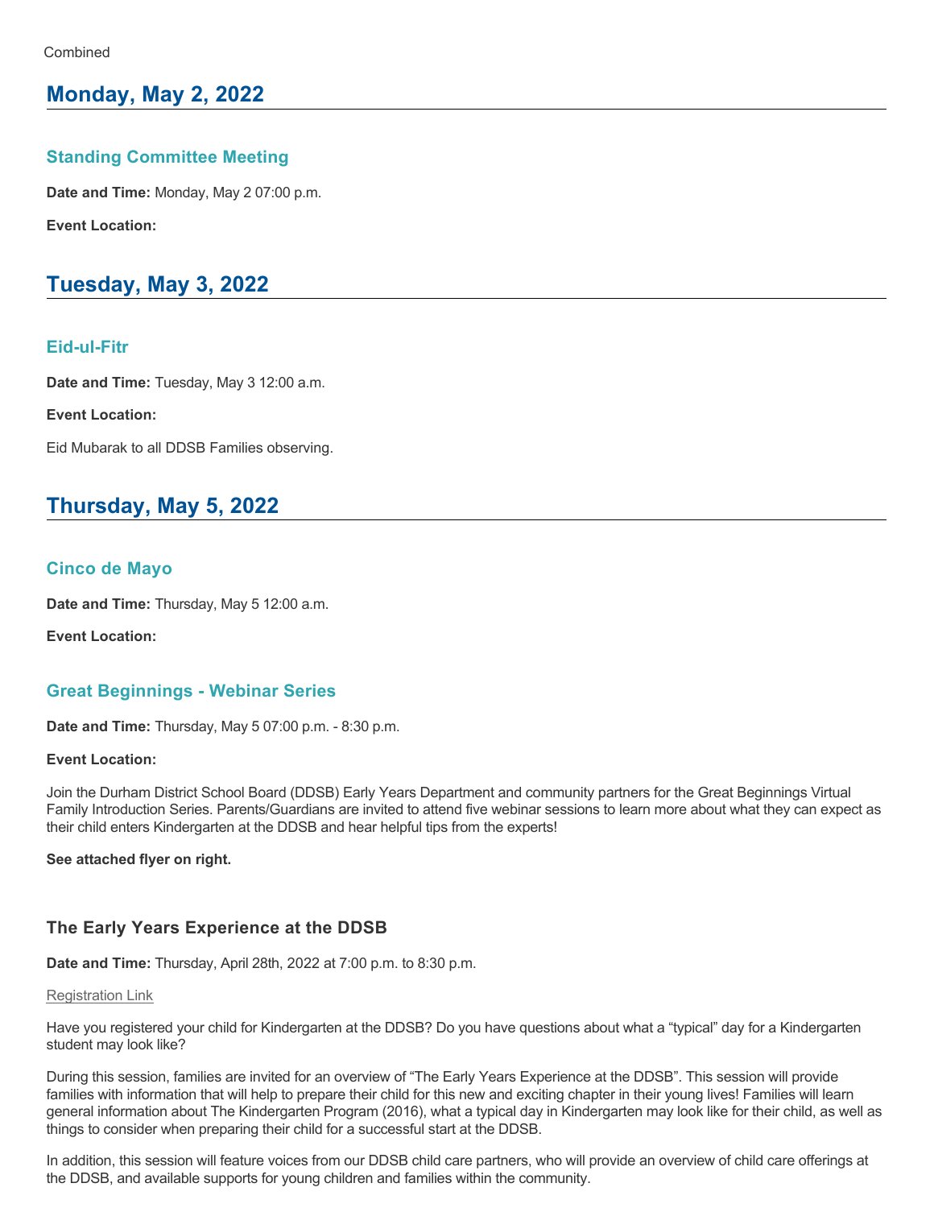Combined

## Monday, May 2, 2022

### Standing Committee Meeting

**Date and Time:** Monday, May 2 07:00 p.m.

**Event Location:**

## Tuesday, May 3, 2022

### Eid-ul-Fitr

**Date and Time:** Tuesday, May 3 12:00 a.m.

**Event Location:**

Eid Mubarak to all DDSB Families observing.

## Thursday, May 5, 2022

### Cinco de Mayo

**Date and Time:** Thursday, May 5 12:00 a.m.

**Event Location:**

### Great Beginnings - Webinar Series

**Date and Time:** Thursday, May 5 07:00 p.m. - 8:30 p.m.

**Event Location:**

Join the Durham District School Board (DDSB) Early Years Department and community partners for the Great Beginnings Virtual Family Introduction Series. Parents/Guardians are invited to attend five webinar sessions to learn more about what they can expect as their child enters Kindergarten at the DDSB and hear helpful tips from the experts!

**See attached flyer on right.**

### The Early Years Experience at the DDSB

**Date and Time:** Thursday, April 28th, 2022 at 7:00 p.m. to 8:30 p.m.

Registration Link

Have you registered your child for Kindergarten at the DDSB? Do you have questions about what a "typical" day for a Kindergarten student may look like?

During this session, families are invited for an overview of "The Early Years Experience at the DDSB". This session will provide families with information that will help to prepare their child for this new and exciting chapter in their young lives! Families will learn general information about The Kindergarten Program (2016), what a typical day in Kindergarten may look like for their child, as well as things to consider when preparing their child for a successful start at the DDSB.

In addition, this session will feature voices from our DDSB child care partners, who will provide an overview of child care offerings at the DDSB, and available supports for young children and families within the community.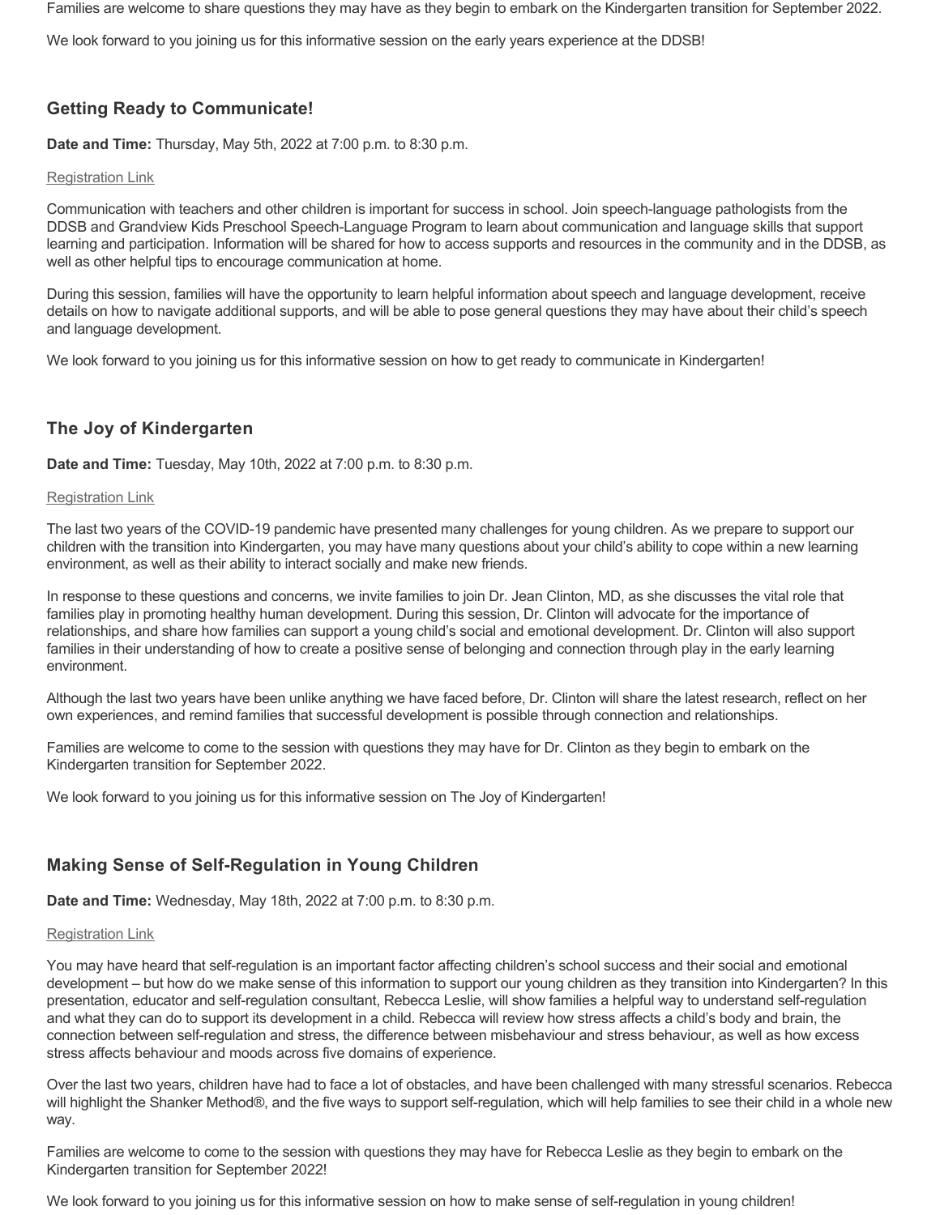Families are welcome to share questions they may have as they begin to embark on the Kindergarten transition for September 2022.

We look forward to you joining us for this informative session on the early years experience at the DDSB!

### Getting Ready to Communicate!

**Date and Time:** Thursday, May 5th, 2022 at 7:00 p.m. to 8:30 p.m.

Registration Link

Communication with teachers and other children is important for success in school. Join speech-language pathologists from the DDSB and Grandview Kids Preschool Speech-Language Program to learn about communication and language skills that support learning and participation. Information will be shared for how to access supports and resources in the community and in the DDSB, as well as other helpful tips to encourage communication at home.

During this session, families will have the opportunity to learn helpful information about speech and language development, receive details on how to navigate additional supports, and will be able to pose general questions they may have about their child's speech and language development.

We look forward to you joining us for this informative session on how to get ready to communicate in Kindergarten!

### The Joy of Kindergarten

**Date and Time:** Tuesday, May 10th, 2022 at 7:00 p.m. to 8:30 p.m.

Registration Link

The last two years of the COVID-19 pandemic have presented many challenges for young children. As we prepare to support our children with the transition into Kindergarten, you may have many questions about your child's ability to cope within a new learning environment, as well as their ability to interact socially and make new friends.

In response to these questions and concerns, we invite families to join Dr. Jean Clinton, MD, as she discusses the vital role that families play in promoting healthy human development. During this session, Dr. Clinton will advocate for the importance of relationships, and share how families can support a young child's social and emotional development. Dr. Clinton will also support families in their understanding of how to create a positive sense of belonging and connection through play in the early learning environment.

Although the last two years have been unlike anything we have faced before, Dr. Clinton will share the latest research, reflect on her own experiences, and remind families that successful development is possible through connection and relationships.

Families are welcome to come to the session with questions they may have for Dr. Clinton as they begin to embark on the Kindergarten transition for September 2022.

We look forward to you joining us for this informative session on The Joy of Kindergarten!

### Making Sense of Self-Regulation in Young Children

**Date and Time:** Wednesday, May 18th, 2022 at 7:00 p.m. to 8:30 p.m.

Registration Link

You may have heard that self-regulation is an important factor affecting children's school success and their social and emotional development – but how do we make sense of this information to support our young children as they transition into Kindergarten? In this presentation, educator and self-regulation consultant, Rebecca Leslie, will show families a helpful way to understand self-regulation and what they can do to support its development in a child. Rebecca will review how stress affects a child's body and brain, the connection between self-regulation and stress, the difference between misbehaviour and stress behaviour, as well as how excess stress affects behaviour and moods across five domains of experience.

Over the last two years, children have had to face a lot of obstacles, and have been challenged with many stressful scenarios. Rebecca will highlight the Shanker Method®, and the five ways to support self-regulation, which will help families to see their child in a whole new way.

Families are welcome to come to the session with questions they may have for Rebecca Leslie as they begin to embark on the Kindergarten transition for September 2022!

We look forward to you joining us for this informative session on how to make sense of self-regulation in young children!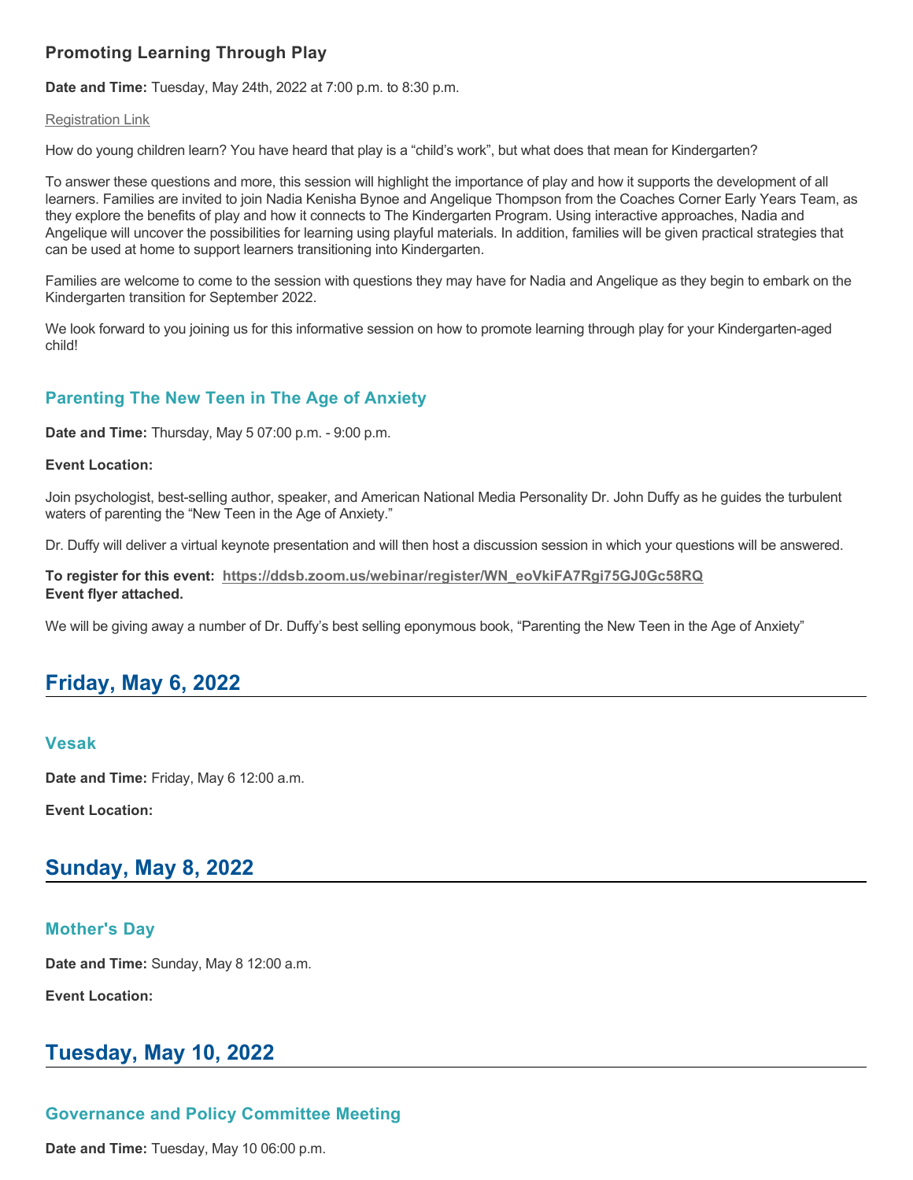### Promoting Learning Through Play

**Date and Time:** Tuesday, May 24th, 2022 at 7:00 p.m. to 8:30 p.m.

Registration Link

How do young children learn? You have heard that play is a "child's work", but what does that mean for Kindergarten?

To answer these questions and more, this session will highlight the importance of play and how it supports the development of all learners. Families are invited to join Nadia Kenisha Bynoe and Angelique Thompson from the Coaches Corner Early Years Team, as they explore the benefits of play and how it connects to The Kindergarten Program. Using interactive approaches, Nadia and Angelique will uncover the possibilities for learning using playful materials. In addition, families will be given practical strategies that can be used at home to support learners transitioning into Kindergarten.

Families are welcome to come to the session with questions they may have for Nadia and Angelique as they begin to embark on the Kindergarten transition for September 2022.

We look forward to you joining us for this informative session on how to promote learning through play for your Kindergarten-aged child!

### Parenting The New Teen in The Age of Anxiety

**Date and Time:** Thursday, May 5 07:00 p.m. - 9:00 p.m.

**Event Location:**

Join psychologist, best-selling author, speaker, and American National Media Personality Dr. John Duffy as he guides the turbulent waters of parenting the "New Teen in the Age of Anxiety."

Dr. Duffy will deliver a virtual keynote presentation and will then host a discussion session in which your questions will be answered.

**To register for this event: https://ddsb.zoom.us/webinar/register/WN_eoVkiFA7Rgi75GJ0Gc58RQ**
**Event flyer attached.**

We will be giving away a number of Dr. Duffy's best selling eponymous book, "Parenting the New Teen in the Age of Anxiety"

## Friday, May 6, 2022

### Vesak

**Date and Time:** Friday, May 6 12:00 a.m.

**Event Location:**

## Sunday, May 8, 2022

### Mother's Day

**Date and Time:** Sunday, May 8 12:00 a.m.

**Event Location:**

## Tuesday, May 10, 2022

### Governance and Policy Committee Meeting

**Date and Time:** Tuesday, May 10 06:00 p.m.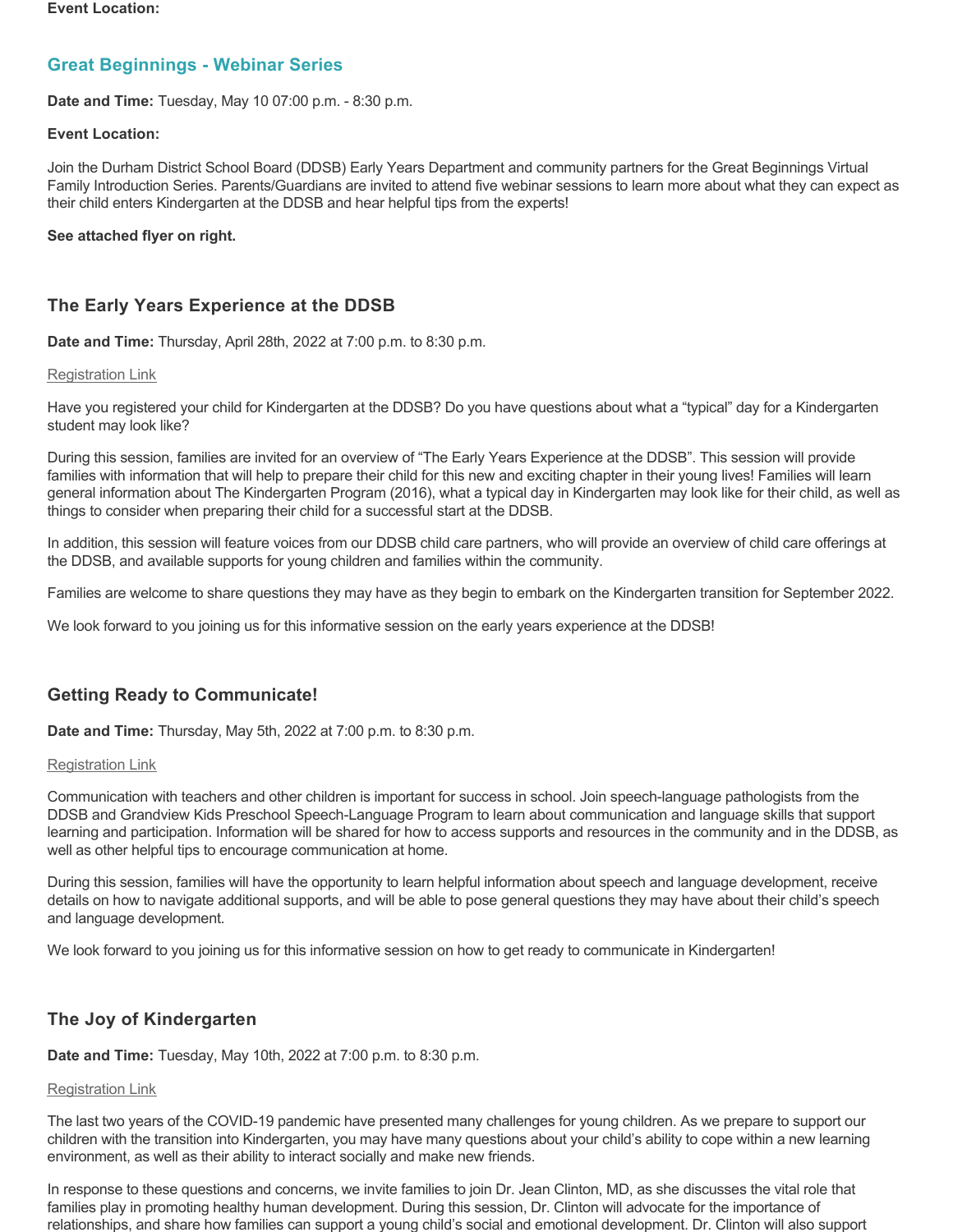**Event Location:**

## Great Beginnings - Webinar Series

**Date and Time:** Tuesday, May 10 07:00 p.m. - 8:30 p.m.

**Event Location:**

Join the Durham District School Board (DDSB) Early Years Department and community partners for the Great Beginnings Virtual Family Introduction Series. Parents/Guardians are invited to attend five webinar sessions to learn more about what they can expect as their child enters Kindergarten at the DDSB and hear helpful tips from the experts!

**See attached flyer on right.**

### The Early Years Experience at the DDSB

**Date and Time:** Thursday, April 28th, 2022 at 7:00 p.m. to 8:30 p.m.

Registration Link

Have you registered your child for Kindergarten at the DDSB? Do you have questions about what a "typical" day for a Kindergarten student may look like?

During this session, families are invited for an overview of "The Early Years Experience at the DDSB". This session will provide families with information that will help to prepare their child for this new and exciting chapter in their young lives! Families will learn general information about The Kindergarten Program (2016), what a typical day in Kindergarten may look like for their child, as well as things to consider when preparing their child for a successful start at the DDSB.

In addition, this session will feature voices from our DDSB child care partners, who will provide an overview of child care offerings at the DDSB, and available supports for young children and families within the community.

Families are welcome to share questions they may have as they begin to embark on the Kindergarten transition for September 2022.

We look forward to you joining us for this informative session on the early years experience at the DDSB!

### Getting Ready to Communicate!

**Date and Time:** Thursday, May 5th, 2022 at 7:00 p.m. to 8:30 p.m.

Registration Link

Communication with teachers and other children is important for success in school. Join speech-language pathologists from the DDSB and Grandview Kids Preschool Speech-Language Program to learn about communication and language skills that support learning and participation. Information will be shared for how to access supports and resources in the community and in the DDSB, as well as other helpful tips to encourage communication at home.

During this session, families will have the opportunity to learn helpful information about speech and language development, receive details on how to navigate additional supports, and will be able to pose general questions they may have about their child's speech and language development.

We look forward to you joining us for this informative session on how to get ready to communicate in Kindergarten!

### The Joy of Kindergarten

**Date and Time:** Tuesday, May 10th, 2022 at 7:00 p.m. to 8:30 p.m.

Registration Link

The last two years of the COVID-19 pandemic have presented many challenges for young children. As we prepare to support our children with the transition into Kindergarten, you may have many questions about your child's ability to cope within a new learning environment, as well as their ability to interact socially and make new friends.

In response to these questions and concerns, we invite families to join Dr. Jean Clinton, MD, as she discusses the vital role that families play in promoting healthy human development. During this session, Dr. Clinton will advocate for the importance of relationships, and share how families can support a young child's social and emotional development. Dr. Clinton will also support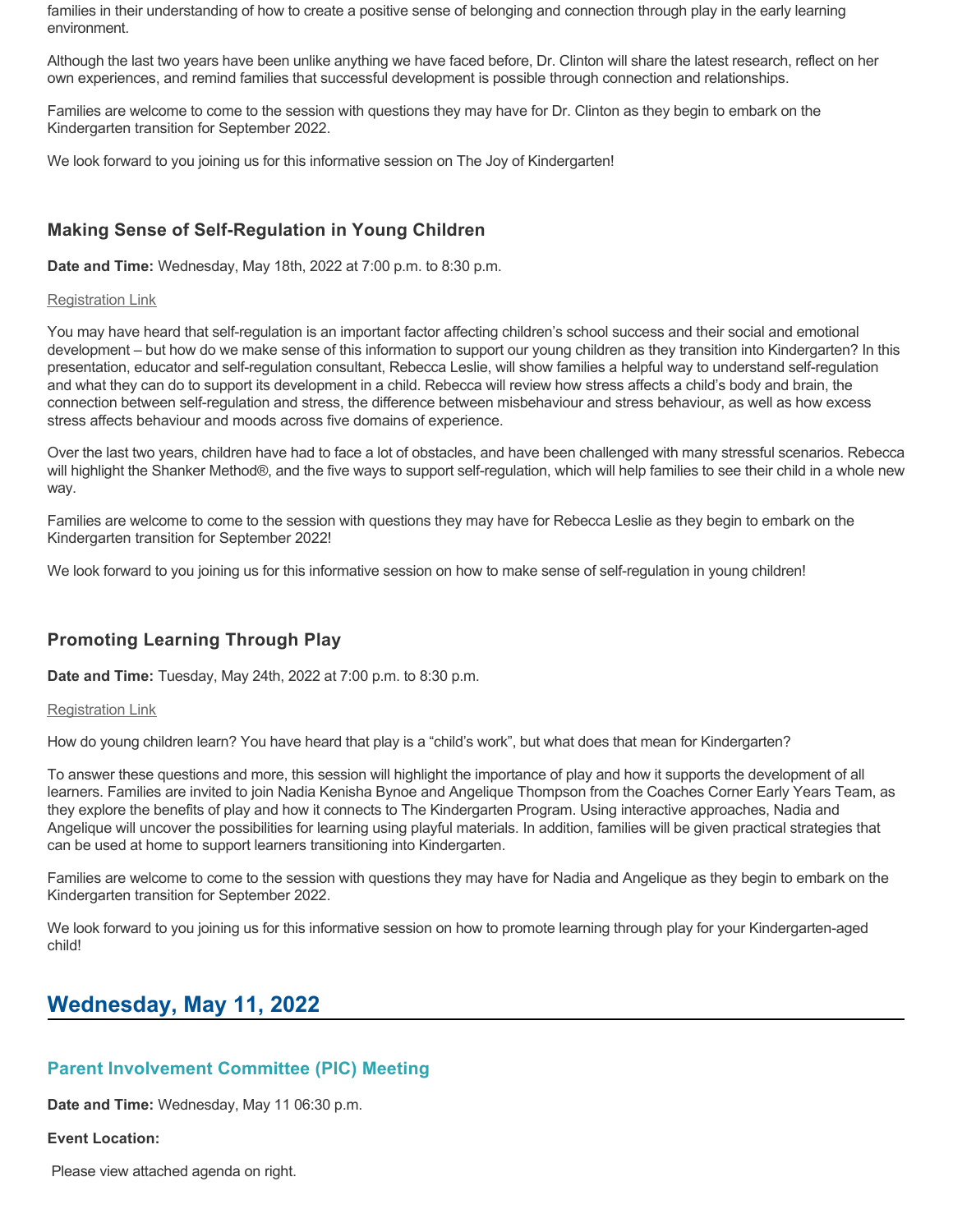families in their understanding of how to create a positive sense of belonging and connection through play in the early learning environment.

Although the last two years have been unlike anything we have faced before, Dr. Clinton will share the latest research, reflect on her own experiences, and remind families that successful development is possible through connection and relationships.

Families are welcome to come to the session with questions they may have for Dr. Clinton as they begin to embark on the Kindergarten transition for September 2022.

We look forward to you joining us for this informative session on The Joy of Kindergarten!

### Making Sense of Self-Regulation in Young Children

**Date and Time:** Wednesday, May 18th, 2022 at 7:00 p.m. to 8:30 p.m.

Registration Link

You may have heard that self-regulation is an important factor affecting children's school success and their social and emotional development – but how do we make sense of this information to support our young children as they transition into Kindergarten? In this presentation, educator and self-regulation consultant, Rebecca Leslie, will show families a helpful way to understand self-regulation and what they can do to support its development in a child. Rebecca will review how stress affects a child's body and brain, the connection between self-regulation and stress, the difference between misbehaviour and stress behaviour, as well as how excess stress affects behaviour and moods across five domains of experience.

Over the last two years, children have had to face a lot of obstacles, and have been challenged with many stressful scenarios. Rebecca will highlight the Shanker Method®, and the five ways to support self-regulation, which will help families to see their child in a whole new way.

Families are welcome to come to the session with questions they may have for Rebecca Leslie as they begin to embark on the Kindergarten transition for September 2022!

We look forward to you joining us for this informative session on how to make sense of self-regulation in young children!

### Promoting Learning Through Play

**Date and Time:** Tuesday, May 24th, 2022 at 7:00 p.m. to 8:30 p.m.

Registration Link

How do young children learn? You have heard that play is a "child's work", but what does that mean for Kindergarten?

To answer these questions and more, this session will highlight the importance of play and how it supports the development of all learners. Families are invited to join Nadia Kenisha Bynoe and Angelique Thompson from the Coaches Corner Early Years Team, as they explore the benefits of play and how it connects to The Kindergarten Program. Using interactive approaches, Nadia and Angelique will uncover the possibilities for learning using playful materials. In addition, families will be given practical strategies that can be used at home to support learners transitioning into Kindergarten.

Families are welcome to come to the session with questions they may have for Nadia and Angelique as they begin to embark on the Kindergarten transition for September 2022.

We look forward to you joining us for this informative session on how to promote learning through play for your Kindergarten-aged child!

## Wednesday, May 11, 2022

### Parent Involvement Committee (PIC) Meeting

**Date and Time:** Wednesday, May 11 06:30 p.m.

**Event Location:**

Please view attached agenda on right.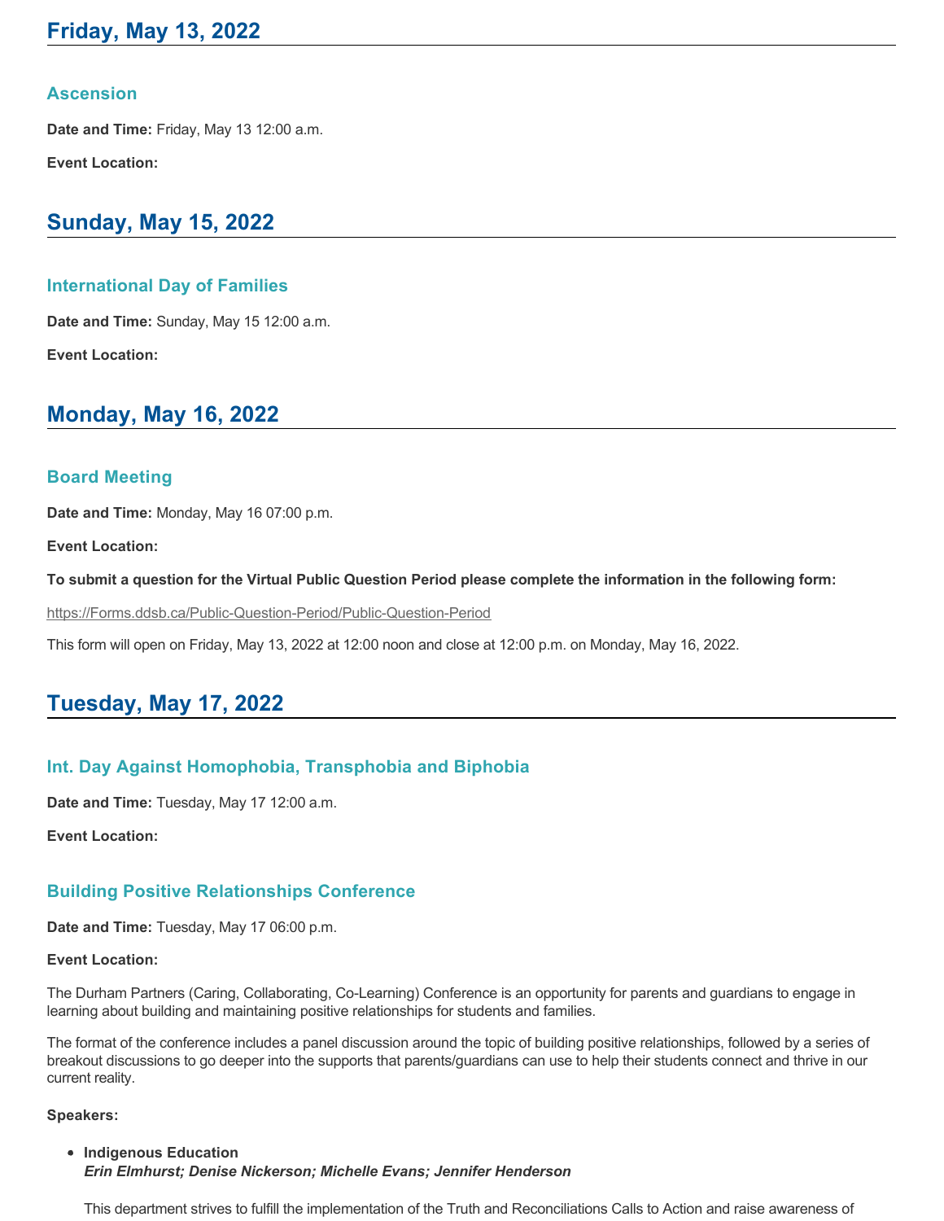## Friday, May 13, 2022

### Ascension

**Date and Time:** Friday, May 13 12:00 a.m.

**Event Location:**

## Sunday, May 15, 2022

### International Day of Families

**Date and Time:** Sunday, May 15 12:00 a.m.

**Event Location:**

## Monday, May 16, 2022

### Board Meeting

**Date and Time:** Monday, May 16 07:00 p.m.

**Event Location:**

**To submit a question for the Virtual Public Question Period please complete the information in the following form:**

https://Forms.ddsb.ca/Public-Question-Period/Public-Question-Period

This form will open on Friday, May 13, 2022 at 12:00 noon and close at 12:00 p.m. on Monday, May 16, 2022.

## Tuesday, May 17, 2022

### Int. Day Against Homophobia, Transphobia and Biphobia

**Date and Time:** Tuesday, May 17 12:00 a.m.

**Event Location:**

### Building Positive Relationships Conference

**Date and Time:** Tuesday, May 17 06:00 p.m.

**Event Location:**

The Durham Partners (Caring, Collaborating, Co-Learning) Conference is an opportunity for parents and guardians to engage in learning about building and maintaining positive relationships for students and families.

The format of the conference includes a panel discussion around the topic of building positive relationships, followed by a series of breakout discussions to go deeper into the supports that parents/guardians can use to help their students connect and thrive in our current reality.

**Speakers:**

- **Indigenous Education**
  ***Erin Elmhurst; Denise Nickerson; Michelle Evans; Jennifer Henderson***

  This department strives to fulfill the implementation of the Truth and Reconciliations Calls to Action and raise awareness of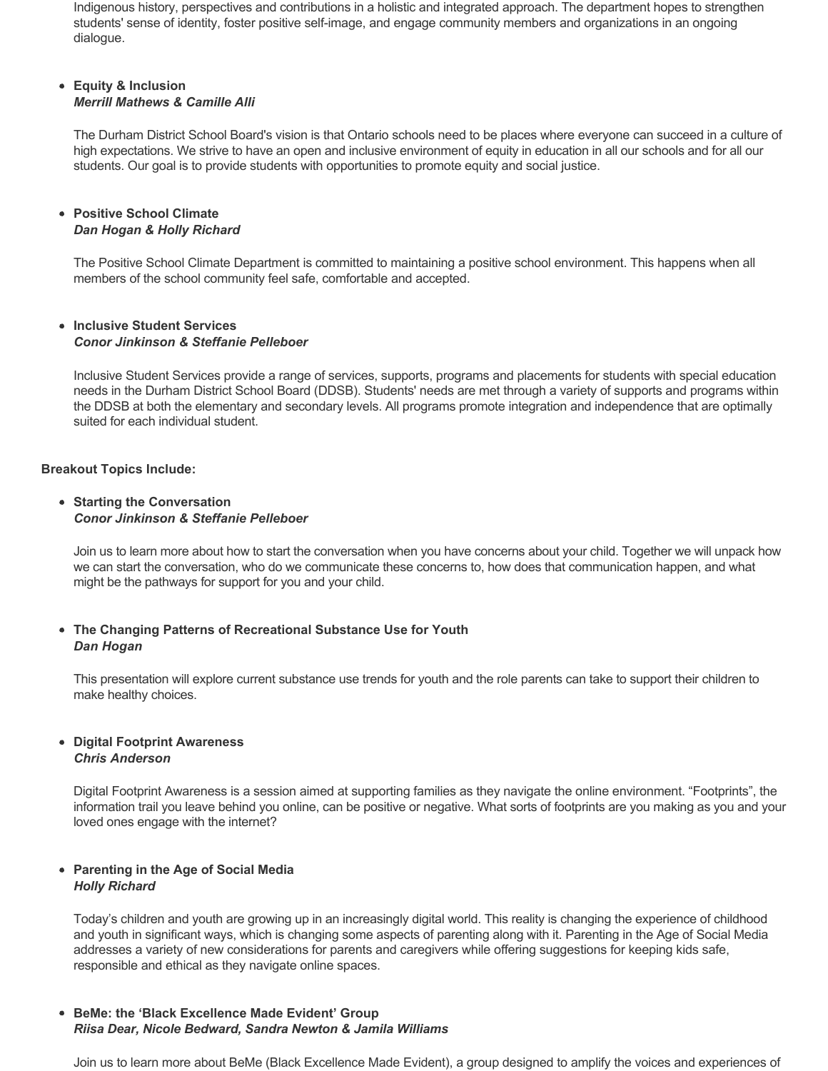Indigenous history, perspectives and contributions in a holistic and integrated approach. The department hopes to strengthen students' sense of identity, foster positive self-image, and engage community members and organizations in an ongoing dialogue.

- **Equity & Inclusion**
  ***Merrill Mathews & Camille Alli***

  The Durham District School Board's vision is that Ontario schools need to be places where everyone can succeed in a culture of high expectations. We strive to have an open and inclusive environment of equity in education in all our schools and for all our students. Our goal is to provide students with opportunities to promote equity and social justice.

- **Positive School Climate**
  ***Dan Hogan & Holly Richard***

  The Positive School Climate Department is committed to maintaining a positive school environment. This happens when all members of the school community feel safe, comfortable and accepted.

- **Inclusive Student Services**
  ***Conor Jinkinson & Steffanie Pelleboer***

  Inclusive Student Services provide a range of services, supports, programs and placements for students with special education needs in the Durham District School Board (DDSB). Students' needs are met through a variety of supports and programs within the DDSB at both the elementary and secondary levels. All programs promote integration and independence that are optimally suited for each individual student.

**Breakout Topics Include:**

- **Starting the Conversation**
  ***Conor Jinkinson & Steffanie Pelleboer***

  Join us to learn more about how to start the conversation when you have concerns about your child. Together we will unpack how we can start the conversation, who do we communicate these concerns to, how does that communication happen, and what might be the pathways for support for you and your child.

- **The Changing Patterns of Recreational Substance Use for Youth**
  ***Dan Hogan***

  This presentation will explore current substance use trends for youth and the role parents can take to support their children to make healthy choices.

- **Digital Footprint Awareness**
  ***Chris Anderson***

  Digital Footprint Awareness is a session aimed at supporting families as they navigate the online environment. "Footprints", the information trail you leave behind you online, can be positive or negative. What sorts of footprints are you making as you and your loved ones engage with the internet?

- **Parenting in the Age of Social Media**
  ***Holly Richard***

  Today's children and youth are growing up in an increasingly digital world. This reality is changing the experience of childhood and youth in significant ways, which is changing some aspects of parenting along with it. Parenting in the Age of Social Media addresses a variety of new considerations for parents and caregivers while offering suggestions for keeping kids safe, responsible and ethical as they navigate online spaces.

- **BeMe: the 'Black Excellence Made Evident' Group**
  ***Riisa Dear, Nicole Bedward, Sandra Newton & Jamila Williams***

  Join us to learn more about BeMe (Black Excellence Made Evident), a group designed to amplify the voices and experiences of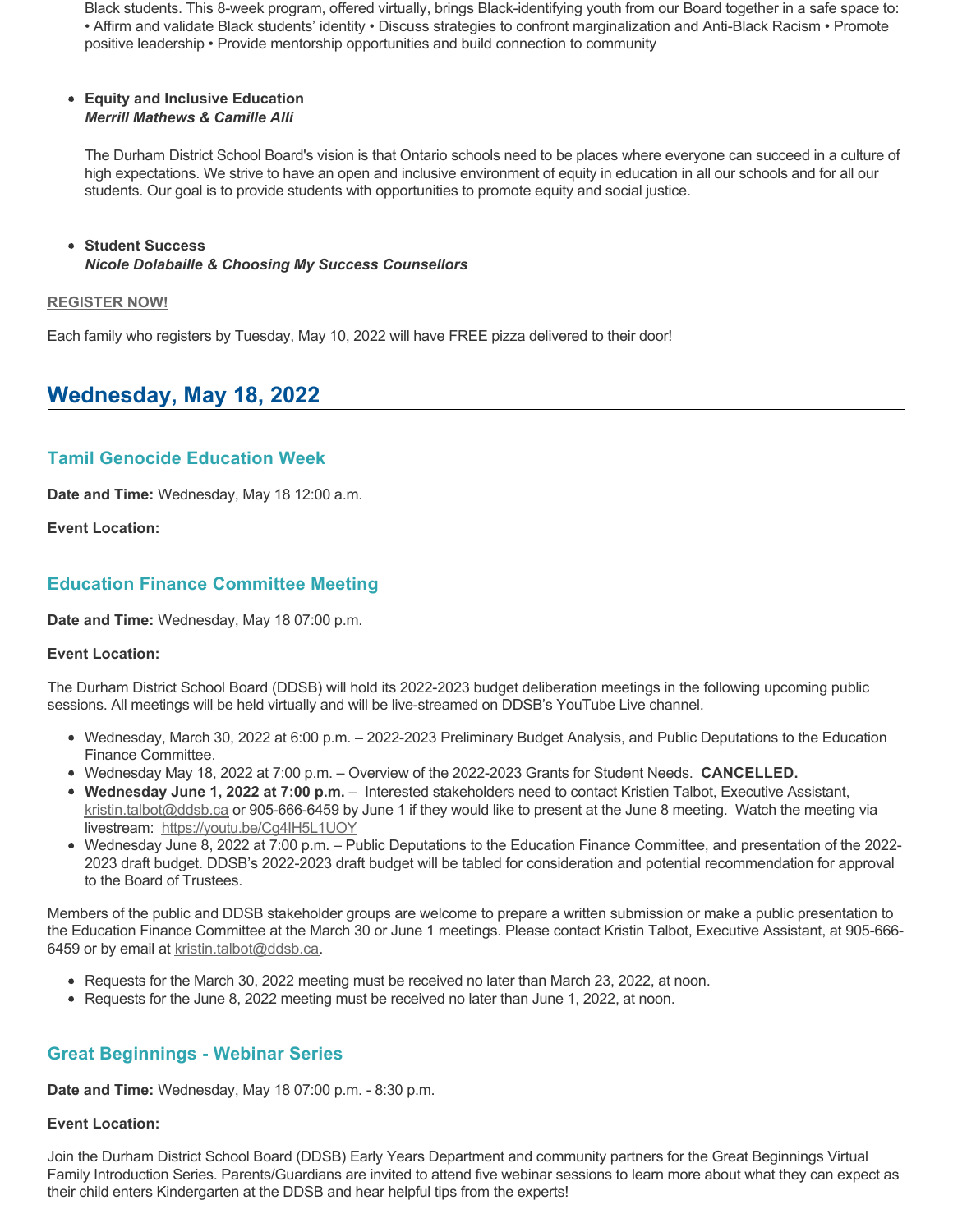Black students. This 8-week program, offered virtually, brings Black-identifying youth from our Board together in a safe space to: • Affirm and validate Black students' identity • Discuss strategies to confront marginalization and Anti-Black Racism • Promote positive leadership • Provide mentorship opportunities and build connection to community

- **Equity and Inclusive Education**
  ***Merrill Mathews & Camille Alli***

  The Durham District School Board's vision is that Ontario schools need to be places where everyone can succeed in a culture of high expectations. We strive to have an open and inclusive environment of equity in education in all our schools and for all our students. Our goal is to provide students with opportunities to promote equity and social justice.

- **Student Success**
  ***Nicole Dolabaille & Choosing My Success Counsellors***

**REGISTER NOW!**

Each family who registers by Tuesday, May 10, 2022 will have FREE pizza delivered to their door!

## Wednesday, May 18, 2022

### Tamil Genocide Education Week

**Date and Time:** Wednesday, May 18 12:00 a.m.

**Event Location:**

### Education Finance Committee Meeting

**Date and Time:** Wednesday, May 18 07:00 p.m.

**Event Location:**

The Durham District School Board (DDSB) will hold its 2022-2023 budget deliberation meetings in the following upcoming public sessions. All meetings will be held virtually and will be live-streamed on DDSB's YouTube Live channel.

- Wednesday, March 30, 2022 at 6:00 p.m. – 2022-2023 Preliminary Budget Analysis, and Public Deputations to the Education Finance Committee.
- Wednesday May 18, 2022 at 7:00 p.m. – Overview of the 2022-2023 Grants for Student Needs. **CANCELLED.**
- **Wednesday June 1, 2022 at 7:00 p.m.** – Interested stakeholders need to contact Kristien Talbot, Executive Assistant, kristin.talbot@ddsb.ca or 905-666-6459 by June 1 if they would like to present at the June 8 meeting. Watch the meeting via livestream: https://youtu.be/Cg4IH5L1UOY
- Wednesday June 8, 2022 at 7:00 p.m. – Public Deputations to the Education Finance Committee, and presentation of the 2022-2023 draft budget. DDSB's 2022-2023 draft budget will be tabled for consideration and potential recommendation for approval to the Board of Trustees.

Members of the public and DDSB stakeholder groups are welcome to prepare a written submission or make a public presentation to the Education Finance Committee at the March 30 or June 1 meetings. Please contact Kristin Talbot, Executive Assistant, at 905-666-6459 or by email at kristin.talbot@ddsb.ca.

- Requests for the March 30, 2022 meeting must be received no later than March 23, 2022, at noon.
- Requests for the June 8, 2022 meeting must be received no later than June 1, 2022, at noon.

### Great Beginnings - Webinar Series

**Date and Time:** Wednesday, May 18 07:00 p.m. - 8:30 p.m.

**Event Location:**

Join the Durham District School Board (DDSB) Early Years Department and community partners for the Great Beginnings Virtual Family Introduction Series. Parents/Guardians are invited to attend five webinar sessions to learn more about what they can expect as their child enters Kindergarten at the DDSB and hear helpful tips from the experts!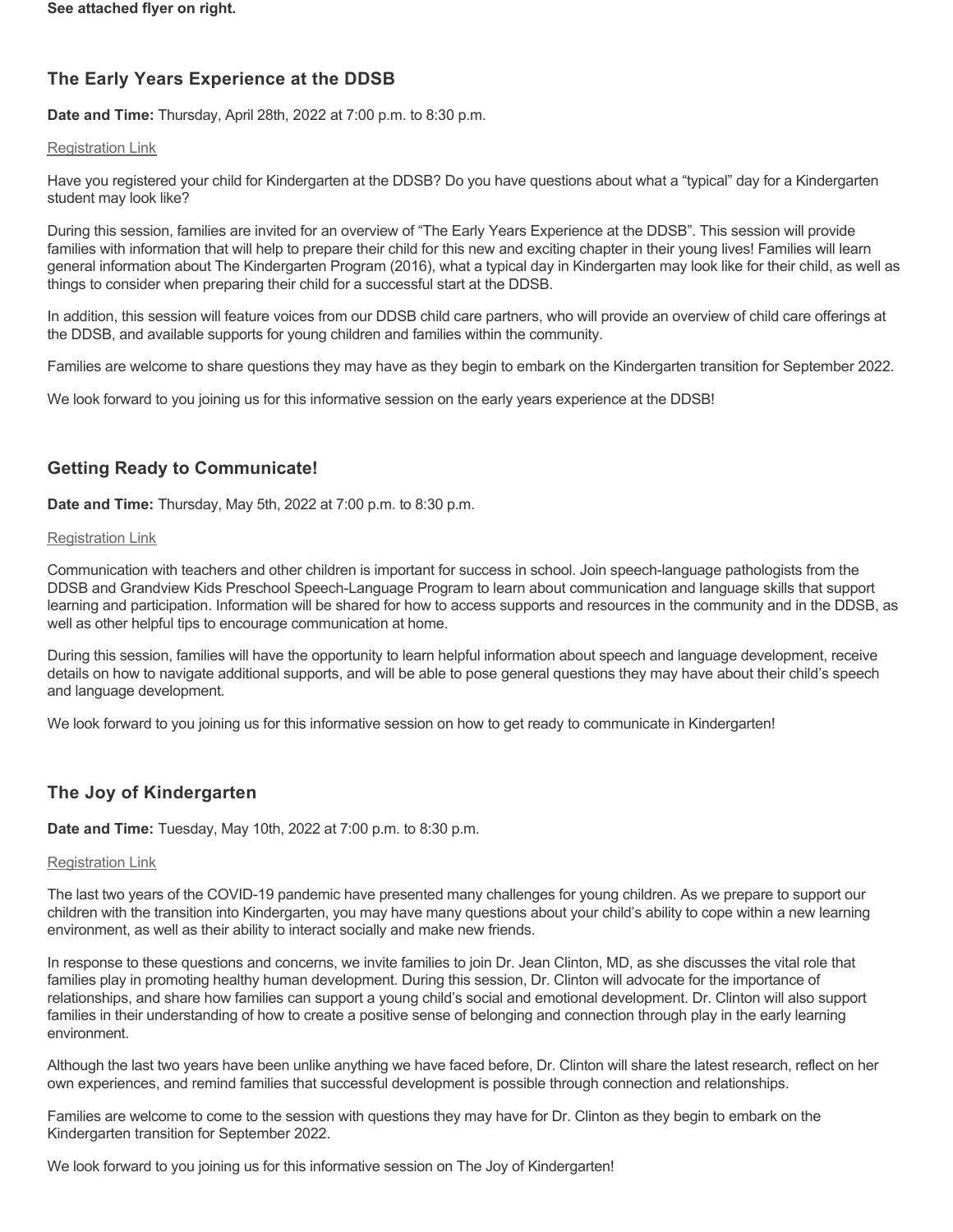**See attached flyer on right.**

### The Early Years Experience at the DDSB

**Date and Time:** Thursday, April 28th, 2022 at 7:00 p.m. to 8:30 p.m.

Registration Link

Have you registered your child for Kindergarten at the DDSB? Do you have questions about what a "typical" day for a Kindergarten student may look like?

During this session, families are invited for an overview of "The Early Years Experience at the DDSB". This session will provide families with information that will help to prepare their child for this new and exciting chapter in their young lives! Families will learn general information about The Kindergarten Program (2016), what a typical day in Kindergarten may look like for their child, as well as things to consider when preparing their child for a successful start at the DDSB.

In addition, this session will feature voices from our DDSB child care partners, who will provide an overview of child care offerings at the DDSB, and available supports for young children and families within the community.

Families are welcome to share questions they may have as they begin to embark on the Kindergarten transition for September 2022.

We look forward to you joining us for this informative session on the early years experience at the DDSB!

### Getting Ready to Communicate!

**Date and Time:** Thursday, May 5th, 2022 at 7:00 p.m. to 8:30 p.m.

Registration Link

Communication with teachers and other children is important for success in school. Join speech-language pathologists from the DDSB and Grandview Kids Preschool Speech-Language Program to learn about communication and language skills that support learning and participation. Information will be shared for how to access supports and resources in the community and in the DDSB, as well as other helpful tips to encourage communication at home.

During this session, families will have the opportunity to learn helpful information about speech and language development, receive details on how to navigate additional supports, and will be able to pose general questions they may have about their child's speech and language development.

We look forward to you joining us for this informative session on how to get ready to communicate in Kindergarten!

### The Joy of Kindergarten

**Date and Time:** Tuesday, May 10th, 2022 at 7:00 p.m. to 8:30 p.m.

Registration Link

The last two years of the COVID-19 pandemic have presented many challenges for young children. As we prepare to support our children with the transition into Kindergarten, you may have many questions about your child's ability to cope within a new learning environment, as well as their ability to interact socially and make new friends.

In response to these questions and concerns, we invite families to join Dr. Jean Clinton, MD, as she discusses the vital role that families play in promoting healthy human development. During this session, Dr. Clinton will advocate for the importance of relationships, and share how families can support a young child's social and emotional development. Dr. Clinton will also support families in their understanding of how to create a positive sense of belonging and connection through play in the early learning environment.

Although the last two years have been unlike anything we have faced before, Dr. Clinton will share the latest research, reflect on her own experiences, and remind families that successful development is possible through connection and relationships.

Families are welcome to come to the session with questions they may have for Dr. Clinton as they begin to embark on the Kindergarten transition for September 2022.

We look forward to you joining us for this informative session on The Joy of Kindergarten!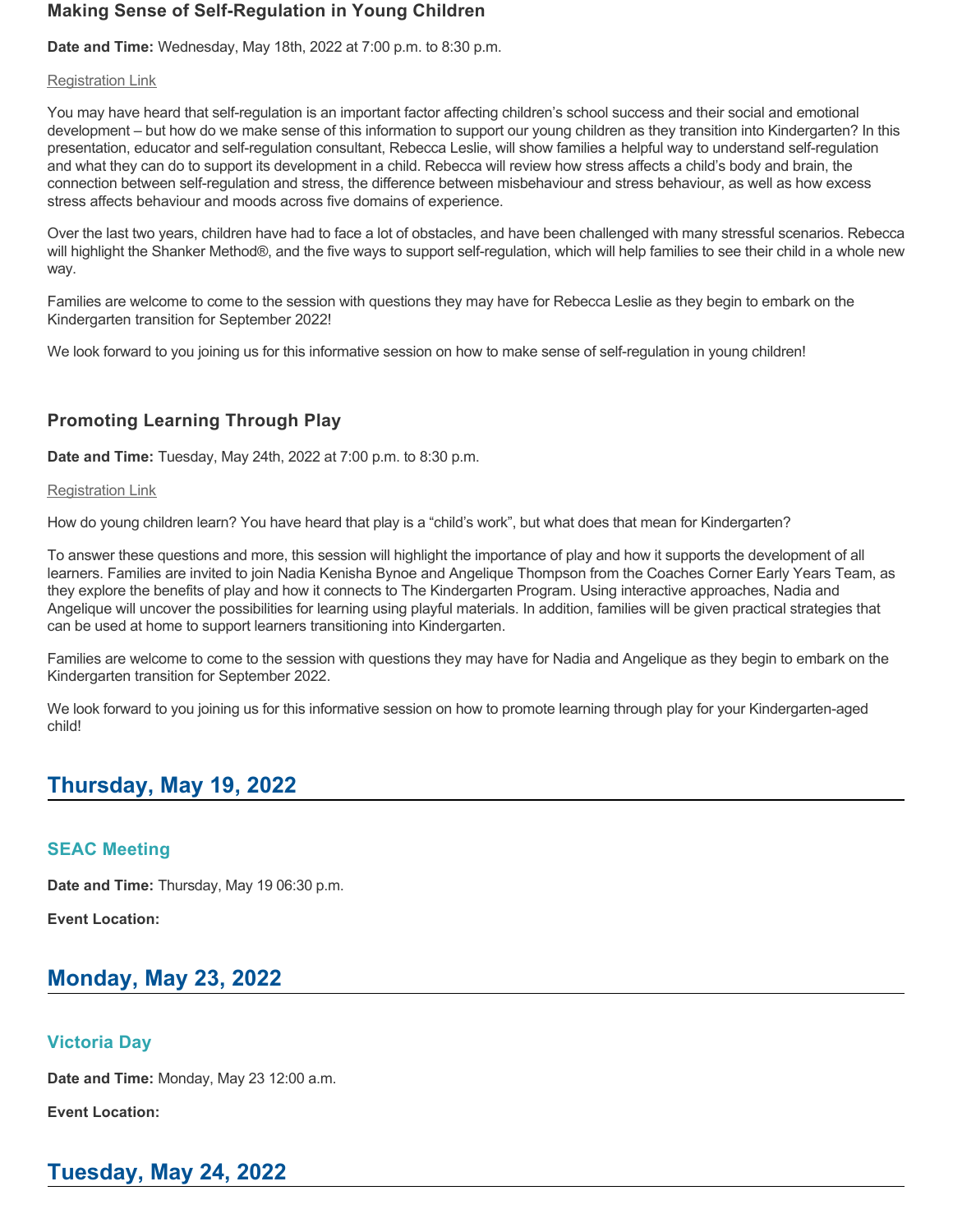### Making Sense of Self-Regulation in Young Children

**Date and Time:** Wednesday, May 18th, 2022 at 7:00 p.m. to 8:30 p.m.

Registration Link

You may have heard that self-regulation is an important factor affecting children's school success and their social and emotional development – but how do we make sense of this information to support our young children as they transition into Kindergarten? In this presentation, educator and self-regulation consultant, Rebecca Leslie, will show families a helpful way to understand self-regulation and what they can do to support its development in a child. Rebecca will review how stress affects a child's body and brain, the connection between self-regulation and stress, the difference between misbehaviour and stress behaviour, as well as how excess stress affects behaviour and moods across five domains of experience.

Over the last two years, children have had to face a lot of obstacles, and have been challenged with many stressful scenarios. Rebecca will highlight the Shanker Method®, and the five ways to support self-regulation, which will help families to see their child in a whole new way.

Families are welcome to come to the session with questions they may have for Rebecca Leslie as they begin to embark on the Kindergarten transition for September 2022!

We look forward to you joining us for this informative session on how to make sense of self-regulation in young children!

### Promoting Learning Through Play

**Date and Time:** Tuesday, May 24th, 2022 at 7:00 p.m. to 8:30 p.m.

Registration Link

How do young children learn? You have heard that play is a "child's work", but what does that mean for Kindergarten?

To answer these questions and more, this session will highlight the importance of play and how it supports the development of all learners. Families are invited to join Nadia Kenisha Bynoe and Angelique Thompson from the Coaches Corner Early Years Team, as they explore the benefits of play and how it connects to The Kindergarten Program. Using interactive approaches, Nadia and Angelique will uncover the possibilities for learning using playful materials. In addition, families will be given practical strategies that can be used at home to support learners transitioning into Kindergarten.

Families are welcome to come to the session with questions they may have for Nadia and Angelique as they begin to embark on the Kindergarten transition for September 2022.

We look forward to you joining us for this informative session on how to promote learning through play for your Kindergarten-aged child!

## Thursday, May 19, 2022

### SEAC Meeting

**Date and Time:** Thursday, May 19 06:30 p.m.

**Event Location:**

## Monday, May 23, 2022

### Victoria Day

**Date and Time:** Monday, May 23 12:00 a.m.

**Event Location:**

## Tuesday, May 24, 2022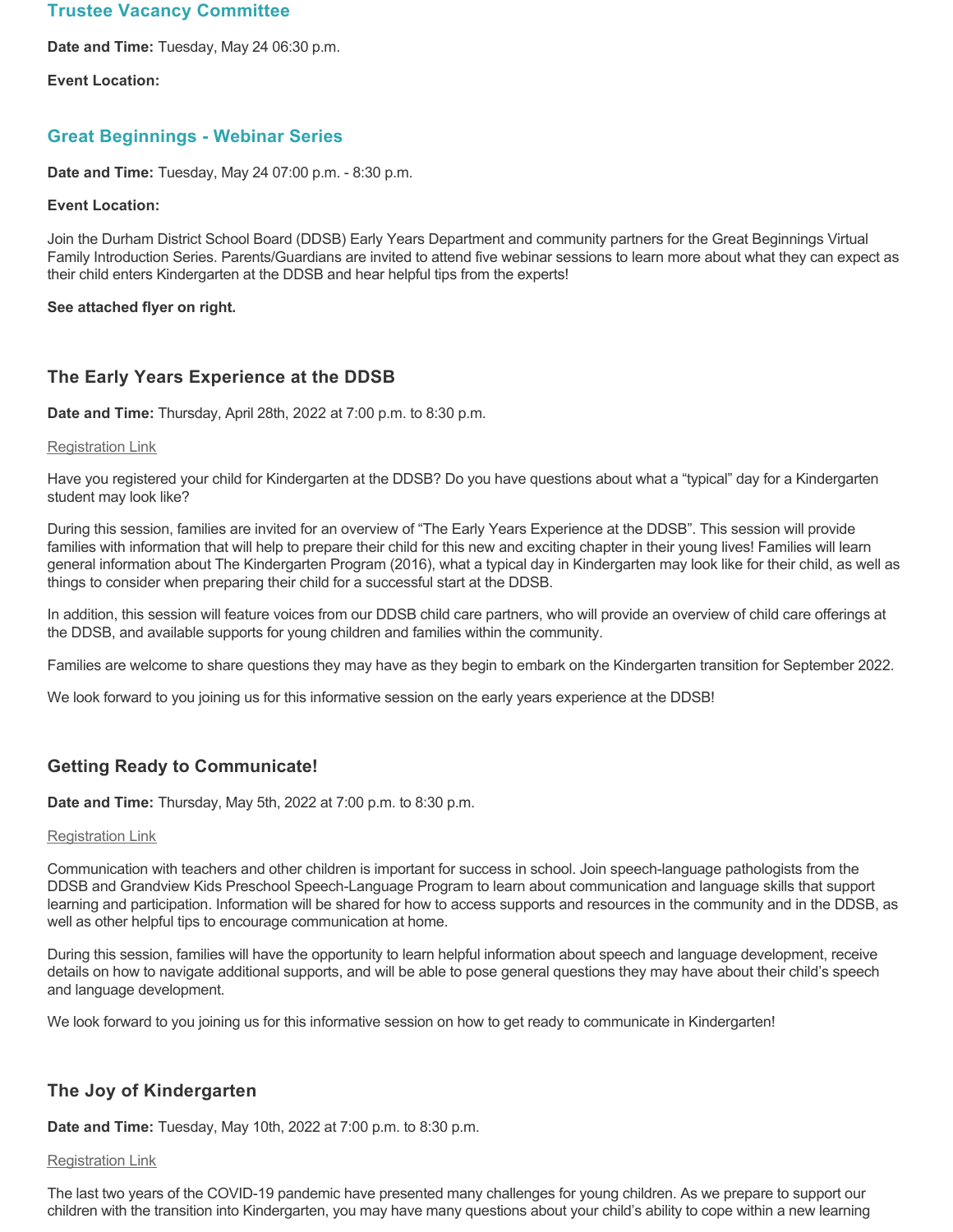## Trustee Vacancy Committee

**Date and Time:** Tuesday, May 24 06:30 p.m.

**Event Location:**

## Great Beginnings - Webinar Series

**Date and Time:** Tuesday, May 24 07:00 p.m. - 8:30 p.m.

**Event Location:**

Join the Durham District School Board (DDSB) Early Years Department and community partners for the Great Beginnings Virtual Family Introduction Series. Parents/Guardians are invited to attend five webinar sessions to learn more about what they can expect as their child enters Kindergarten at the DDSB and hear helpful tips from the experts!

**See attached flyer on right.**

### The Early Years Experience at the DDSB

**Date and Time:** Thursday, April 28th, 2022 at 7:00 p.m. to 8:30 p.m.

Registration Link

Have you registered your child for Kindergarten at the DDSB? Do you have questions about what a "typical" day for a Kindergarten student may look like?

During this session, families are invited for an overview of "The Early Years Experience at the DDSB". This session will provide families with information that will help to prepare their child for this new and exciting chapter in their young lives! Families will learn general information about The Kindergarten Program (2016), what a typical day in Kindergarten may look like for their child, as well as things to consider when preparing their child for a successful start at the DDSB.

In addition, this session will feature voices from our DDSB child care partners, who will provide an overview of child care offerings at the DDSB, and available supports for young children and families within the community.

Families are welcome to share questions they may have as they begin to embark on the Kindergarten transition for September 2022.

We look forward to you joining us for this informative session on the early years experience at the DDSB!

### Getting Ready to Communicate!

**Date and Time:** Thursday, May 5th, 2022 at 7:00 p.m. to 8:30 p.m.

Registration Link

Communication with teachers and other children is important for success in school. Join speech-language pathologists from the DDSB and Grandview Kids Preschool Speech-Language Program to learn about communication and language skills that support learning and participation. Information will be shared for how to access supports and resources in the community and in the DDSB, as well as other helpful tips to encourage communication at home.

During this session, families will have the opportunity to learn helpful information about speech and language development, receive details on how to navigate additional supports, and will be able to pose general questions they may have about their child's speech and language development.

We look forward to you joining us for this informative session on how to get ready to communicate in Kindergarten!

### The Joy of Kindergarten

**Date and Time:** Tuesday, May 10th, 2022 at 7:00 p.m. to 8:30 p.m.

Registration Link

The last two years of the COVID-19 pandemic have presented many challenges for young children. As we prepare to support our children with the transition into Kindergarten, you may have many questions about your child's ability to cope within a new learning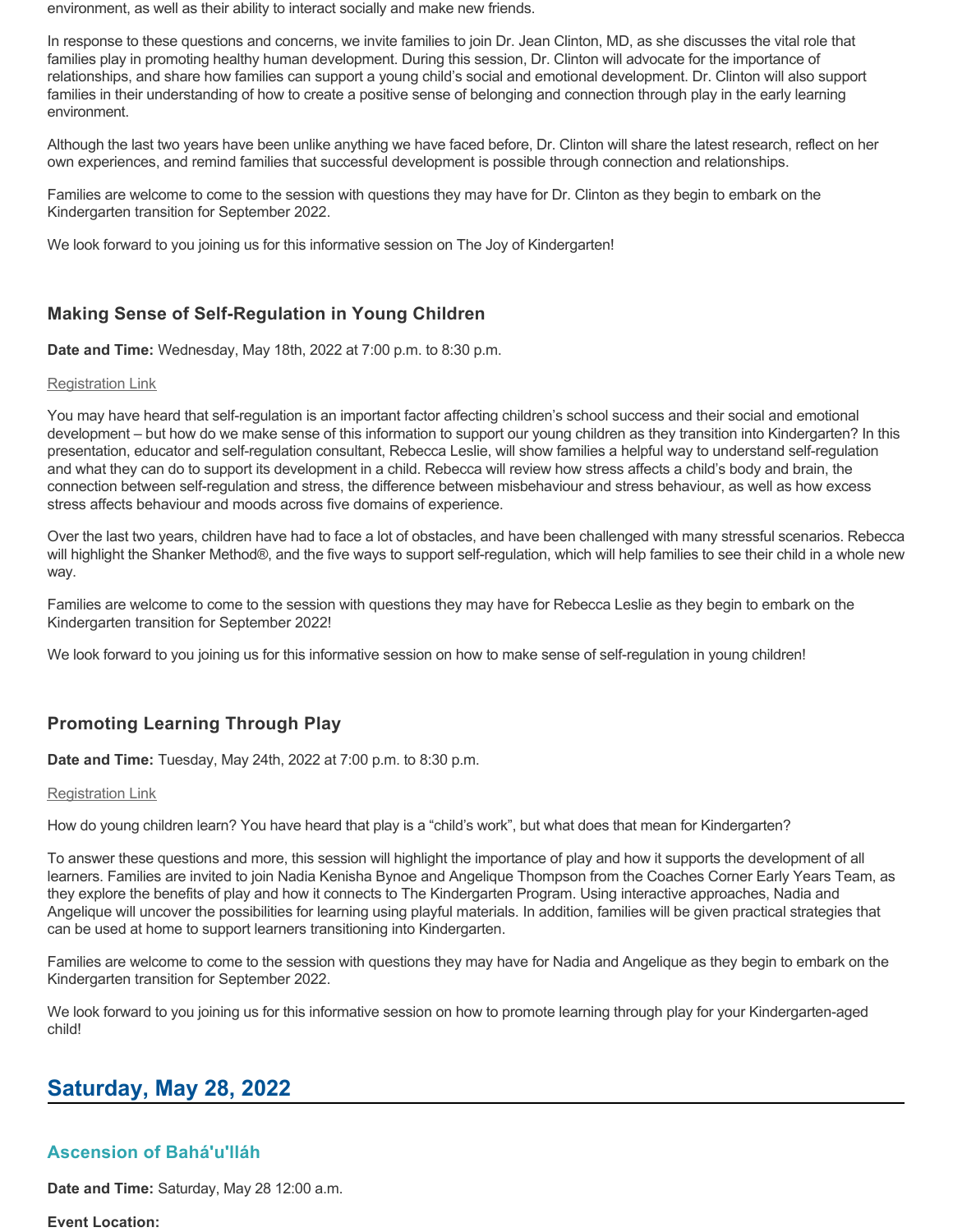environment, as well as their ability to interact socially and make new friends.

In response to these questions and concerns, we invite families to join Dr. Jean Clinton, MD, as she discusses the vital role that families play in promoting healthy human development. During this session, Dr. Clinton will advocate for the importance of relationships, and share how families can support a young child's social and emotional development. Dr. Clinton will also support families in their understanding of how to create a positive sense of belonging and connection through play in the early learning environment.

Although the last two years have been unlike anything we have faced before, Dr. Clinton will share the latest research, reflect on her own experiences, and remind families that successful development is possible through connection and relationships.

Families are welcome to come to the session with questions they may have for Dr. Clinton as they begin to embark on the Kindergarten transition for September 2022.

We look forward to you joining us for this informative session on The Joy of Kindergarten!

### Making Sense of Self-Regulation in Young Children

**Date and Time:** Wednesday, May 18th, 2022 at 7:00 p.m. to 8:30 p.m.

Registration Link

You may have heard that self-regulation is an important factor affecting children's school success and their social and emotional development – but how do we make sense of this information to support our young children as they transition into Kindergarten? In this presentation, educator and self-regulation consultant, Rebecca Leslie, will show families a helpful way to understand self-regulation and what they can do to support its development in a child. Rebecca will review how stress affects a child's body and brain, the connection between self-regulation and stress, the difference between misbehaviour and stress behaviour, as well as how excess stress affects behaviour and moods across five domains of experience.

Over the last two years, children have had to face a lot of obstacles, and have been challenged with many stressful scenarios. Rebecca will highlight the Shanker Method®, and the five ways to support self-regulation, which will help families to see their child in a whole new way.

Families are welcome to come to the session with questions they may have for Rebecca Leslie as they begin to embark on the Kindergarten transition for September 2022!

We look forward to you joining us for this informative session on how to make sense of self-regulation in young children!

### Promoting Learning Through Play

**Date and Time:** Tuesday, May 24th, 2022 at 7:00 p.m. to 8:30 p.m.

Registration Link

How do young children learn? You have heard that play is a "child's work", but what does that mean for Kindergarten?

To answer these questions and more, this session will highlight the importance of play and how it supports the development of all learners. Families are invited to join Nadia Kenisha Bynoe and Angelique Thompson from the Coaches Corner Early Years Team, as they explore the benefits of play and how it connects to The Kindergarten Program. Using interactive approaches, Nadia and Angelique will uncover the possibilities for learning using playful materials. In addition, families will be given practical strategies that can be used at home to support learners transitioning into Kindergarten.

Families are welcome to come to the session with questions they may have for Nadia and Angelique as they begin to embark on the Kindergarten transition for September 2022.

We look forward to you joining us for this informative session on how to promote learning through play for your Kindergarten-aged child!

## Saturday, May 28, 2022

### Ascension of Bahá'u'lláh

**Date and Time:** Saturday, May 28 12:00 a.m.

**Event Location:**